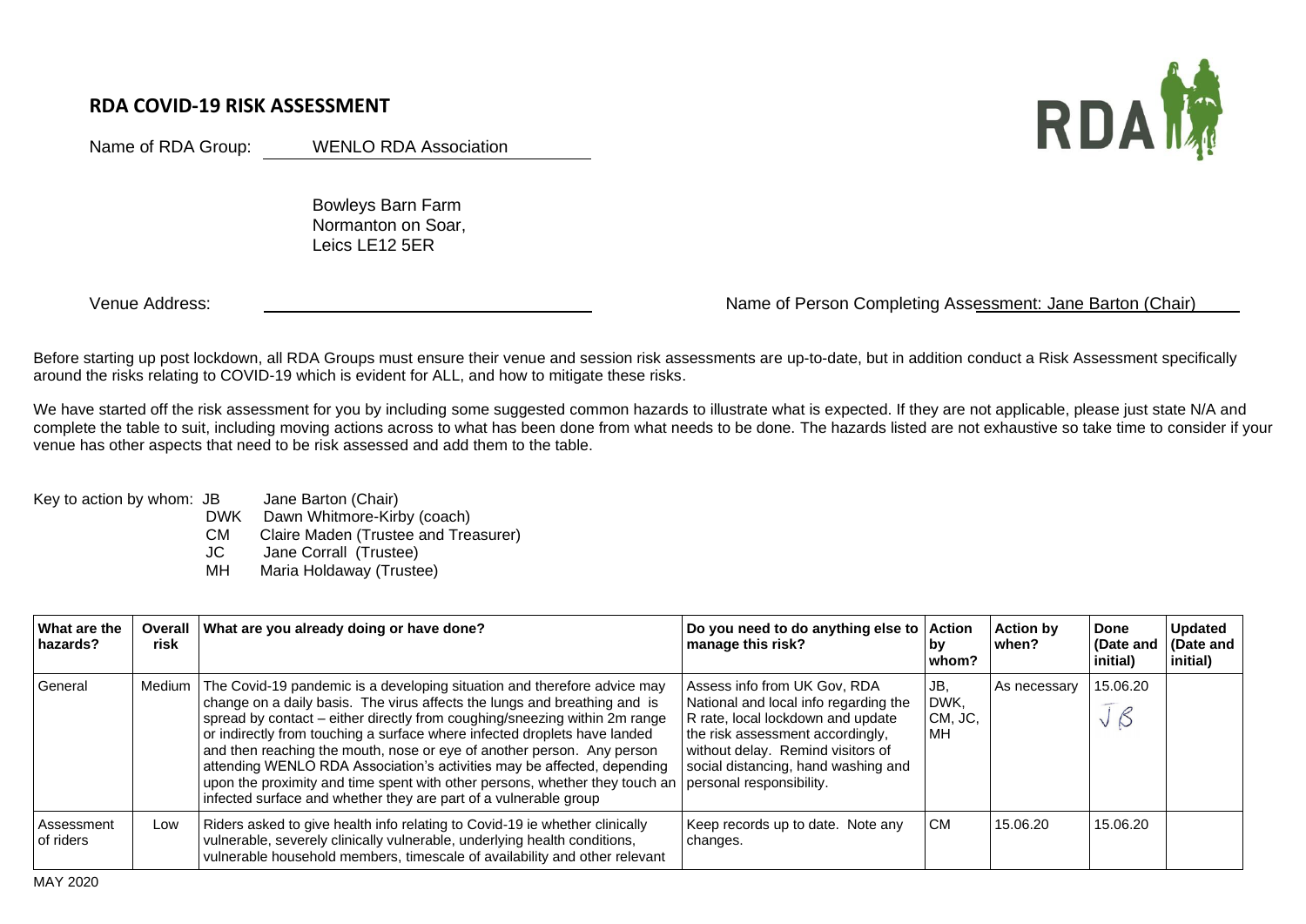## RDA COVID-19 RISK ASSESSMENT

Name of RDA Group: WENLO RDA Association

Bowleys Barn Farm
Normanton on Soar,
Leics LE12 5ER

Venue Address:

Name of Person Completing Assessment: Jane Barton (Chair)

Before starting up post lockdown, all RDA Groups must ensure their venue and session risk assessments are up-to-date, but in addition conduct a Risk Assessment specifically around the risks relating to COVID-19 which is evident for ALL, and how to mitigate these risks.

We have started off the risk assessment for you by including some suggested common hazards to illustrate what is expected. If they are not applicable, please just state N/A and complete the table to suit, including moving actions across to what has been done from what needs to be done. The hazards listed are not exhaustive so take time to consider if your venue has other aspects that need to be risk assessed and add them to the table.

Key to action by whom:
- JB Jane Barton (Chair)
- DWK Dawn Whitmore-Kirby (coach)
- CM Claire Maden (Trustee and Treasurer)
- JC Jane Corrall (Trustee)
- MH Maria Holdaway (Trustee)

| What are the hazards? | Overall risk | What are you already doing or have done? | Do you need to do anything else to manage this risk? | Action by whom? | Action by when? | Done (Date and initial) | Updated (Date and initial) |
|---|---|---|---|---|---|---|---|
| General | Medium | The Covid-19 pandemic is a developing situation and therefore advice may change on a daily basis. The virus affects the lungs and breathing and is spread by contact – either directly from coughing/sneezing within 2m range or indirectly from touching a surface where infected droplets have landed and then reaching the mouth, nose or eye of another person. Any person attending WENLO RDA Association's activities may be affected, depending upon the proximity and time spent with other persons, whether they touch an infected surface and whether they are part of a vulnerable group | Assess info from UK Gov, RDA National and local info regarding the R rate, local lockdown and update the risk assessment accordingly, without delay. Remind visitors of social distancing, hand washing and personal responsibility. | JB, DWK, CM, JC, MH | As necessary | 15.06.20 JB | |
| Assessment of riders | Low | Riders asked to give health info relating to Covid-19 ie whether clinically vulnerable, severely clinically vulnerable, underlying health conditions, vulnerable household members, timescale of availability and other relevant | Keep records up to date. Note any changes. | CM | 15.06.20 | 15.06.20 | |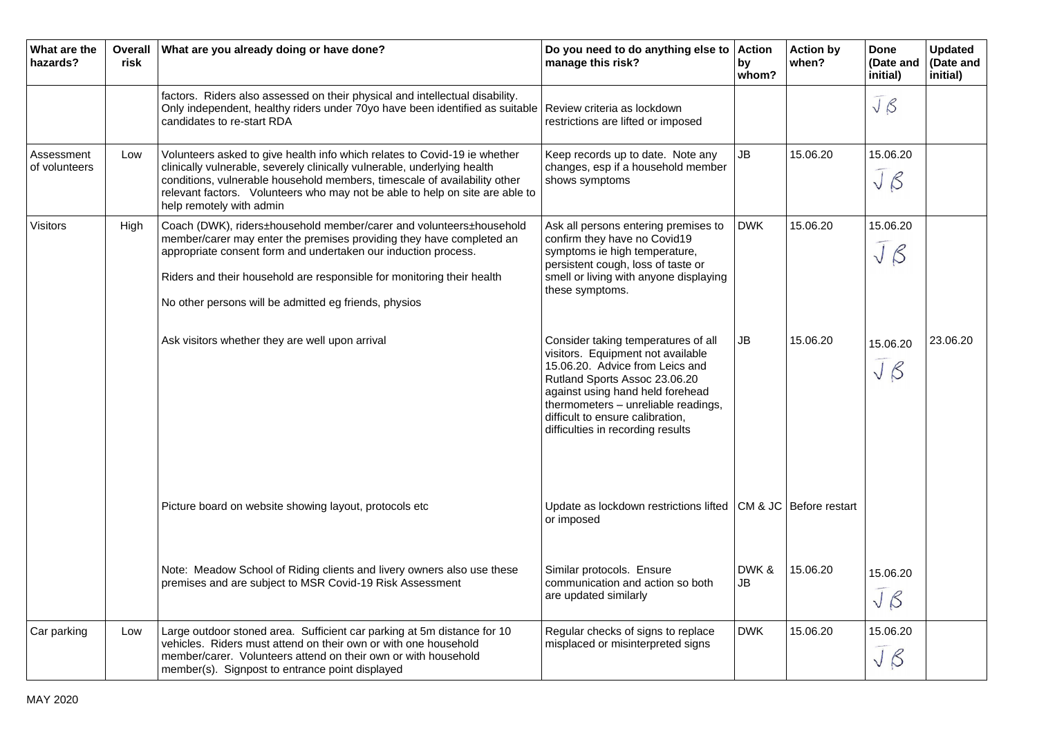| What are the hazards? | Overall risk | What are you already doing or have done? | Do you need to do anything else to manage this risk? | Action by whom? | Action by when? | Done (Date and initial) | Updated (Date and initial) |
|---|---|---|---|---|---|---|---|
| | | factors. Riders also assessed on their physical and intellectual disability. Only independent, healthy riders under 70yo have been identified as suitable candidates to re-start RDA | Review criteria as lockdown restrictions are lifted or imposed | | | JB | |
| Assessment of volunteers | Low | Volunteers asked to give health info which relates to Covid-19 ie whether clinically vulnerable, severely clinically vulnerable, underlying health conditions, vulnerable household members, timescale of availability other relevant factors. Volunteers who may not be able to help on site are able to help remotely with admin | Keep records up to date. Note any changes, esp if a household member shows symptoms | JB | 15.06.20 | 15.06.20 JB | |
| Visitors | High | Coach (DWK), riders±household member/carer and volunteers±household member/carer may enter the premises providing they have completed an appropriate consent form and undertaken our induction process.<br><br>Riders and their household are responsible for monitoring their health<br><br>No other persons will be admitted eg friends, physios | Ask all persons entering premises to confirm they have no Covid19 symptoms ie high temperature, persistent cough, loss of taste or smell or living with anyone displaying these symptoms. | DWK | 15.06.20 | 15.06.20 JB | |
| | | Ask visitors whether they are well upon arrival | Consider taking temperatures of all visitors. Equipment not available 15.06.20. Advice from Leics and Rutland Sports Assoc 23.06.20 against using hand held forehead thermometers – unreliable readings, difficult to ensure calibration, difficulties in recording results | JB | 15.06.20 | 15.06.20 JB | 23.06.20 |
| | | Picture board on website showing layout, protocols etc | Update as lockdown restrictions lifted or imposed | CM & JC | Before restart | | |
| | | Note: Meadow School of Riding clients and livery owners also use these premises and are subject to MSR Covid-19 Risk Assessment | Similar protocols. Ensure communication and action so both are updated similarly | DWK & JB | 15.06.20 | 15.06.20 JB | |
| Car parking | Low | Large outdoor stoned area. Sufficient car parking at 5m distance for 10 vehicles. Riders must attend on their own or with one household member/carer. Volunteers attend on their own or with household member(s). Signpost to entrance point displayed | Regular checks of signs to replace misplaced or misinterpreted signs | DWK | 15.06.20 | 15.06.20 JB | |

MAY 2020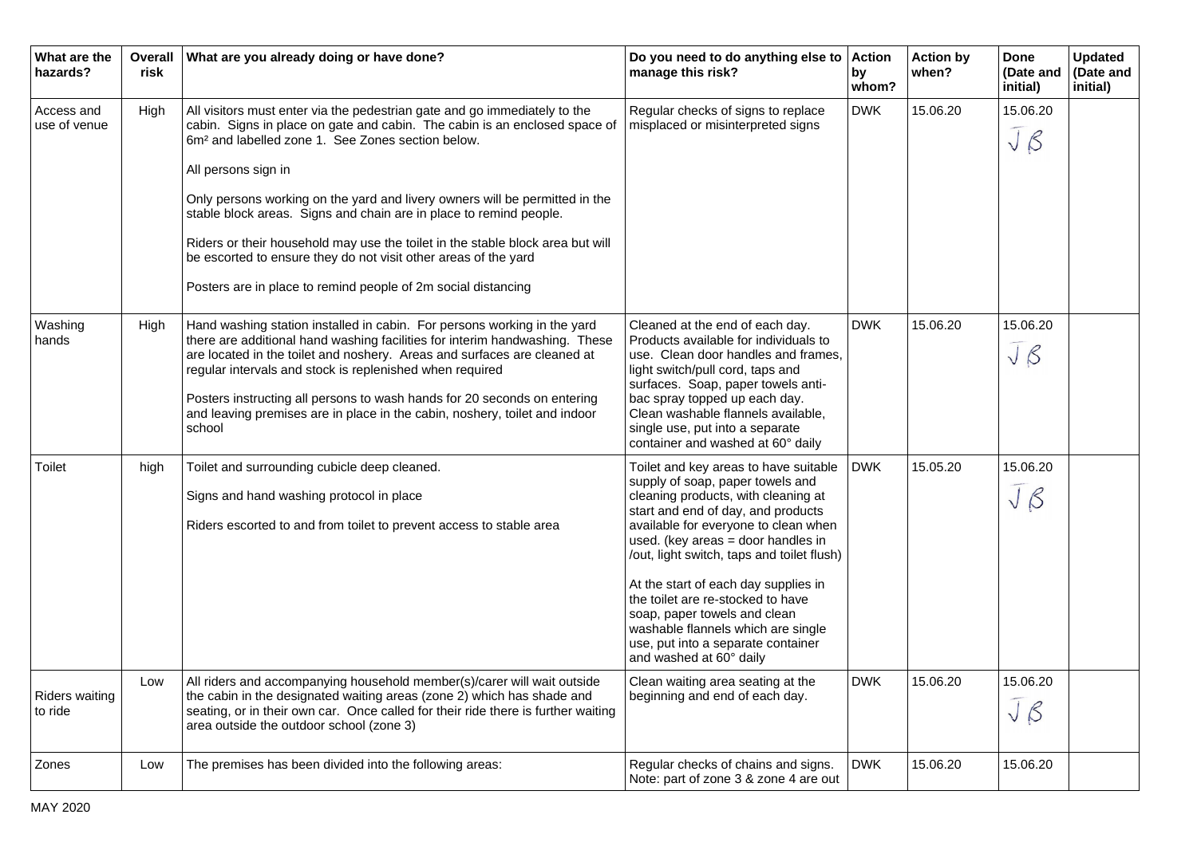| What are the hazards? | Overall risk | What are you already doing or have done? | Do you need to do anything else to manage this risk? | Action by whom? | Action by when? | Done (Date and initial) | Updated (Date and initial) |
|---|---|---|---|---|---|---|---|
| Access and use of venue | High | All visitors must enter via the pedestrian gate and go immediately to the cabin. Signs in place on gate and cabin. The cabin is an enclosed space of 6m² and labelled zone 1. See Zones section below.<br><br>All persons sign in<br><br>Only persons working on the yard and livery owners will be permitted in the stable block areas. Signs and chain are in place to remind people.<br><br>Riders or their household may use the toilet in the stable block area but will be escorted to ensure they do not visit other areas of the yard<br><br>Posters are in place to remind people of 2m social distancing | Regular checks of signs to replace misplaced or misinterpreted signs | DWK | 15.06.20 | 15.06.20 JB | |
| Washing hands | High | Hand washing station installed in cabin. For persons working in the yard there are additional hand washing facilities for interim handwashing. These are located in the toilet and noshery. Areas and surfaces are cleaned at regular intervals and stock is replenished when required<br><br>Posters instructing all persons to wash hands for 20 seconds on entering and leaving premises are in place in the cabin, noshery, toilet and indoor school | Cleaned at the end of each day. Products available for individuals to use. Clean door handles and frames, light switch/pull cord, taps and surfaces. Soap, paper towels anti-bac spray topped up each day. Clean washable flannels available, single use, put into a separate container and washed at 60° daily | DWK | 15.06.20 | 15.06.20 JB | |
| Toilet | high | Toilet and surrounding cubicle deep cleaned.<br><br>Signs and hand washing protocol in place<br><br>Riders escorted to and from toilet to prevent access to stable area | Toilet and key areas to have suitable supply of soap, paper towels and cleaning products, with cleaning at start and end of day, and products available for everyone to clean when used. (key areas = door handles in /out, light switch, taps and toilet flush)<br><br>At the start of each day supplies in the toilet are re-stocked to have soap, paper towels and clean washable flannels which are single use, put into a separate container and washed at 60° daily | DWK | 15.05.20 | 15.06.20 JB | |
| Riders waiting to ride | Low | All riders and accompanying household member(s)/carer will wait outside the cabin in the designated waiting areas (zone 2) which has shade and seating, or in their own car. Once called for their ride there is further waiting area outside the outdoor school (zone 3) | Clean waiting area seating at the beginning and end of each day. | DWK | 15.06.20 | 15.06.20 JB | |
| Zones | Low | The premises has been divided into the following areas: | Regular checks of chains and signs. Note: part of zone 3 & zone 4 are out | DWK | 15.06.20 | 15.06.20 | |

MAY 2020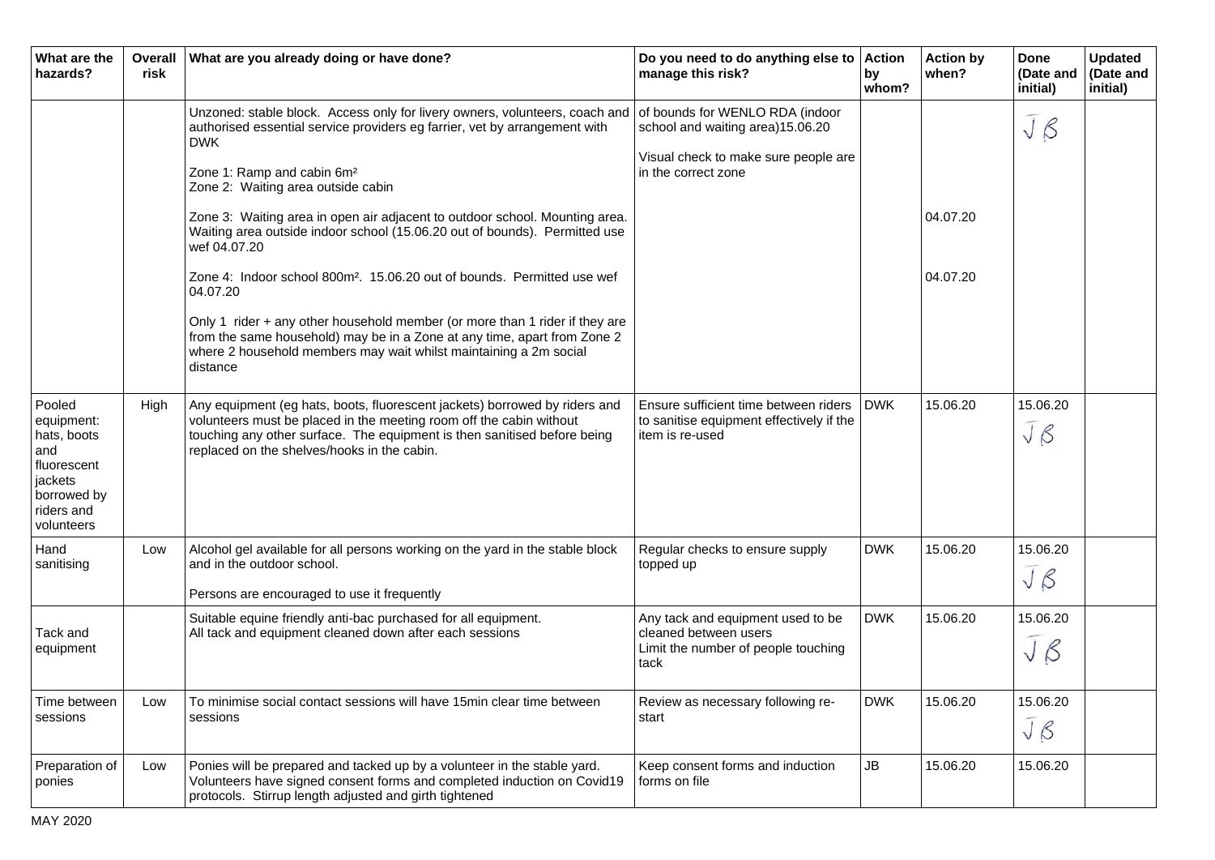| What are the hazards? | Overall risk | What are you already doing or have done? | Do you need to do anything else to manage this risk? | Action by whom? | Action by when? | Done (Date and initial) | Updated (Date and initial) |
|---|---|---|---|---|---|---|---|
| | | Unzoned: stable block. Access only for livery owners, volunteers, coach and authorised essential service providers eg farrier, vet by arrangement with DWK<br><br>Zone 1: Ramp and cabin 6m²<br>Zone 2: Waiting area outside cabin<br><br>Zone 3: Waiting area in open air adjacent to outdoor school. Mounting area. Waiting area outside indoor school (15.06.20 out of bounds). Permitted use wef 04.07.20<br><br>Zone 4: Indoor school 800m². 15.06.20 out of bounds. Permitted use wef 04.07.20<br><br>Only 1 rider + any other household member (or more than 1 rider if they are from the same household) may be in a Zone at any time, apart from Zone 2 where 2 household members may wait whilst maintaining a 2m social distance | of bounds for WENLO RDA (indoor school and waiting area)15.06.20<br><br>Visual check to make sure people are in the correct zone | | 04.07.20<br><br>04.07.20 | JB | |
| Pooled equipment: hats, boots and fluorescent jackets borrowed by riders and volunteers | High | Any equipment (eg hats, boots, fluorescent jackets) borrowed by riders and volunteers must be placed in the meeting room off the cabin without touching any other surface. The equipment is then sanitised before being replaced on the shelves/hooks in the cabin. | Ensure sufficient time between riders to sanitise equipment effectively if the item is re-used | DWK | 15.06.20 | 15.06.20 JB | |
| Hand sanitising | Low | Alcohol gel available for all persons working on the yard in the stable block and in the outdoor school.<br><br>Persons are encouraged to use it frequently | Regular checks to ensure supply topped up | DWK | 15.06.20 | 15.06.20 JB | |
| Tack and equipment | | Suitable equine friendly anti-bac purchased for all equipment.<br>All tack and equipment cleaned down after each sessions | Any tack and equipment used to be cleaned between users<br>Limit the number of people touching tack | DWK | 15.06.20 | 15.06.20 JB | |
| Time between sessions | Low | To minimise social contact sessions will have 15min clear time between sessions | Review as necessary following re-start | DWK | 15.06.20 | 15.06.20 JB | |
| Preparation of ponies | Low | Ponies will be prepared and tacked up by a volunteer in the stable yard. Volunteers have signed consent forms and completed induction on Covid19 protocols. Stirrup length adjusted and girth tightened | Keep consent forms and induction forms on file | JB | 15.06.20 | 15.06.20 | |

MAY 2020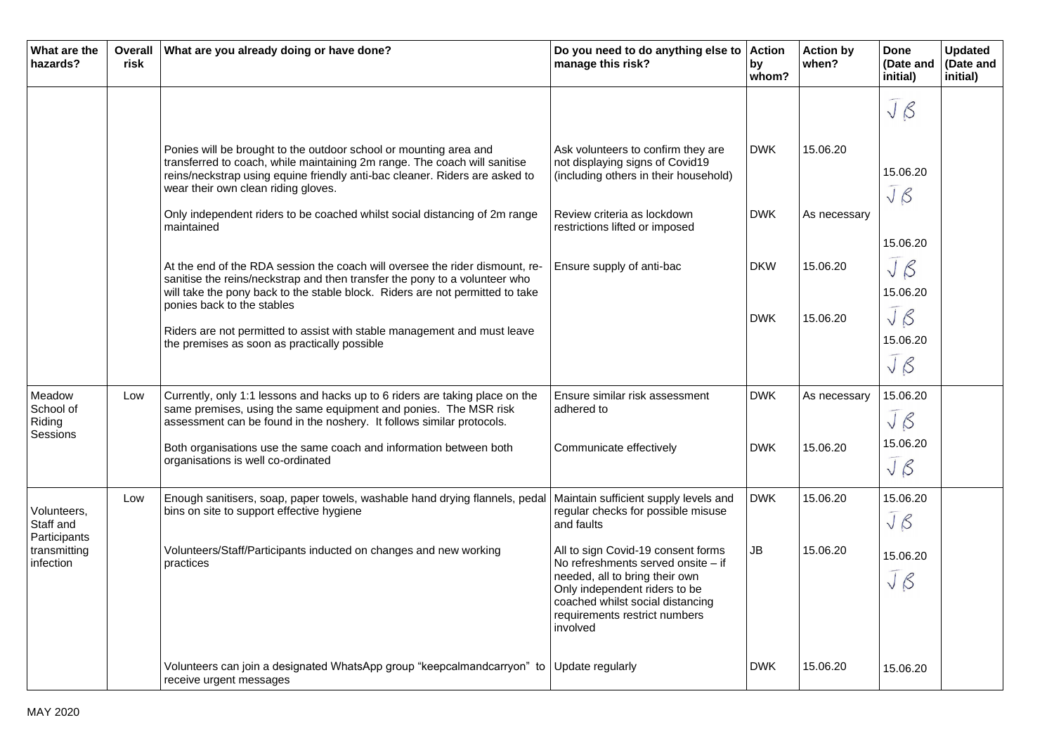| What are the hazards? | Overall risk | What are you already doing or have done? | Do you need to do anything else to manage this risk? | Action by whom? | Action by when? | Done (Date and initial) | Updated (Date and initial) |
|---|---|---|---|---|---|---|---|
| | | | | | | JB | |
| | | Ponies will be brought to the outdoor school or mounting area and transferred to coach, while maintaining 2m range. The coach will sanitise reins/neckstrap using equine friendly anti-bac cleaner. Riders are asked to wear their own clean riding gloves. | Ask volunteers to confirm they are not displaying signs of Covid19 (including others in their household) | DWK | 15.06.20 | 15.06.20 JB | |
| | | Only independent riders to be coached whilst social distancing of 2m range maintained | Review criteria as lockdown restrictions lifted or imposed | DWK | As necessary | 15.06.20 JB | |
| | | At the end of the RDA session the coach will oversee the rider dismount, re-sanitise the reins/neckstrap and then transfer the pony to a volunteer who will take the pony back to the stable block. Riders are not permitted to take ponies back to the stables | Ensure supply of anti-bac | DKW | 15.06.20 | 15.06.20 JB | |
| | | Riders are not permitted to assist with stable management and must leave the premises as soon as practically possible | | DWK | 15.06.20 | 15.06.20 JB | |
| Meadow School of Riding Sessions | Low | Currently, only 1:1 lessons and hacks up to 6 riders are taking place on the same premises, using the same equipment and ponies. The MSR risk assessment can be found in the noshery. It follows similar protocols. | Ensure similar risk assessment adhered to | DWK | As necessary | 15.06.20 JB | |
| | | Both organisations use the same coach and information between both organisations is well co-ordinated | Communicate effectively | DWK | 15.06.20 | 15.06.20 JB | |
| Volunteers, Staff and Participants transmitting infection | Low | Enough sanitisers, soap, paper towels, washable hand drying flannels, pedal bins on site to support effective hygiene | Maintain sufficient supply levels and regular checks for possible misuse and faults | DWK | 15.06.20 | 15.06.20 JB | |
| | | Volunteers/Staff/Participants inducted on changes and new working practices | All to sign Covid-19 consent forms<br>No refreshments served onsite – if needed, all to bring their own<br>Only independent riders to be coached whilst social distancing requirements restrict numbers involved | JB | 15.06.20 | 15.06.20 JB | |
| | | Volunteers can join a designated WhatsApp group "keepcalmandcarryon" to receive urgent messages | Update regularly | DWK | 15.06.20 | 15.06.20 | |

MAY 2020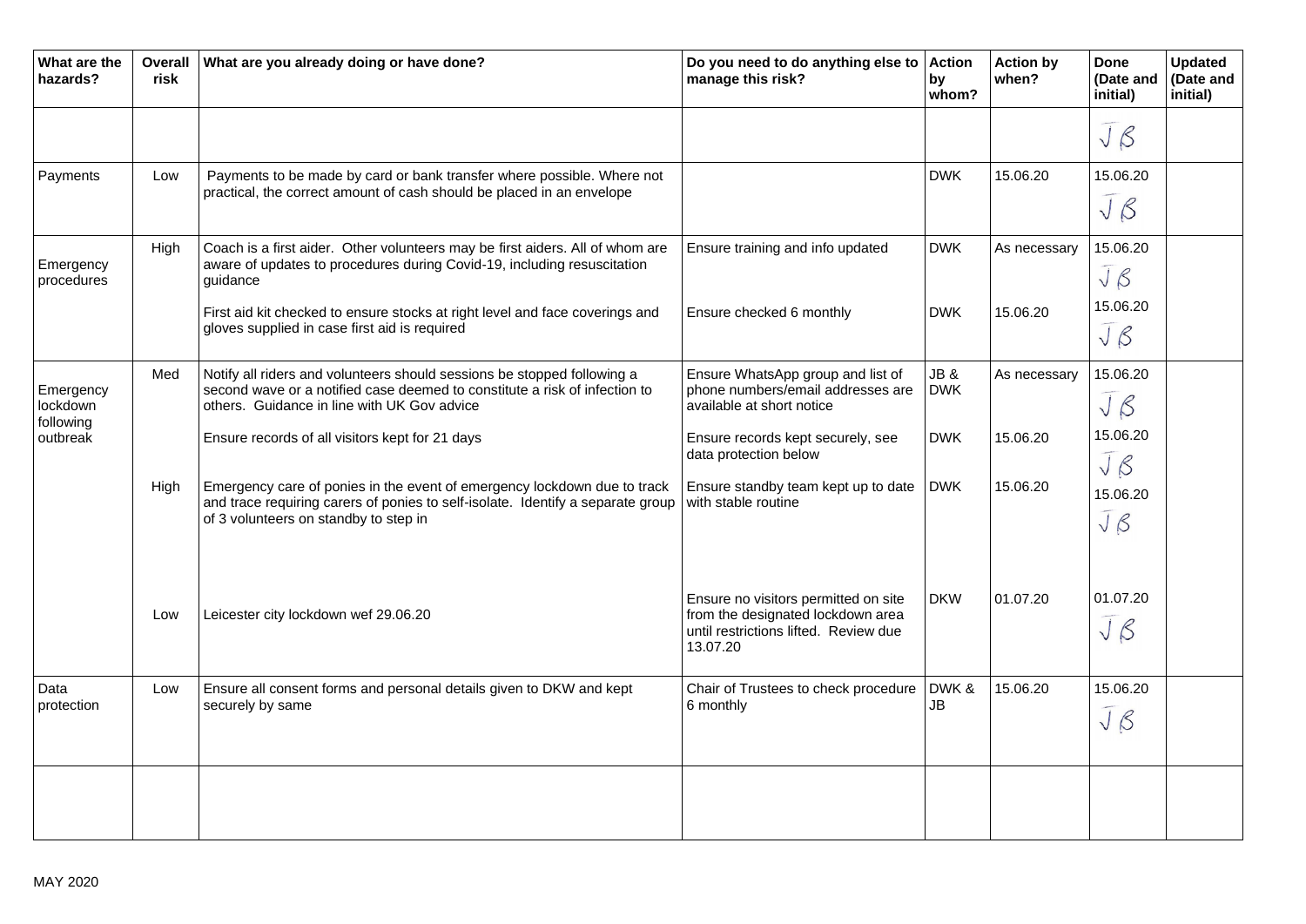| What are the hazards? | Overall risk | What are you already doing or have done? | Do you need to do anything else to manage this risk? | Action by whom? | Action by when? | Done (Date and initial) | Updated (Date and initial) |
|---|---|---|---|---|---|---|---|
| | | | | | | JB | |
| Payments | Low | Payments to be made by card or bank transfer where possible. Where not practical, the correct amount of cash should be placed in an envelope | | DWK | 15.06.20 | 15.06.20 JB | |
| Emergency procedures | High | Coach is a first aider. Other volunteers may be first aiders. All of whom are aware of updates to procedures during Covid-19, including resuscitation guidance | Ensure training and info updated | DWK | As necessary | 15.06.20 JB | |
| | | First aid kit checked to ensure stocks at right level and face coverings and gloves supplied in case first aid is required | Ensure checked 6 monthly | DWK | 15.06.20 | 15.06.20 JB | |
| Emergency lockdown following outbreak | Med | Notify all riders and volunteers should sessions be stopped following a second wave or a notified case deemed to constitute a risk of infection to others. Guidance in line with UK Gov advice | Ensure WhatsApp group and list of phone numbers/email addresses are available at short notice | JB & DWK | As necessary | 15.06.20 JB | |
| | | Ensure records of all visitors kept for 21 days | Ensure records kept securely, see data protection below | DWK | 15.06.20 | 15.06.20 JB | |
| | High | Emergency care of ponies in the event of emergency lockdown due to track and trace requiring carers of ponies to self-isolate. Identify a separate group of 3 volunteers on standby to step in | Ensure standby team kept up to date with stable routine | DWK | 15.06.20 | 15.06.20 JB | |
| | Low | Leicester city lockdown wef 29.06.20 | Ensure no visitors permitted on site from the designated lockdown area until restrictions lifted. Review due 13.07.20 | DKW | 01.07.20 | 01.07.20 JB | |
| Data protection | Low | Ensure all consent forms and personal details given to DKW and kept securely by same | Chair of Trustees to check procedure 6 monthly | DWK & JB | 15.06.20 | 15.06.20 JB | |
| | | | | | | | |

MAY 2020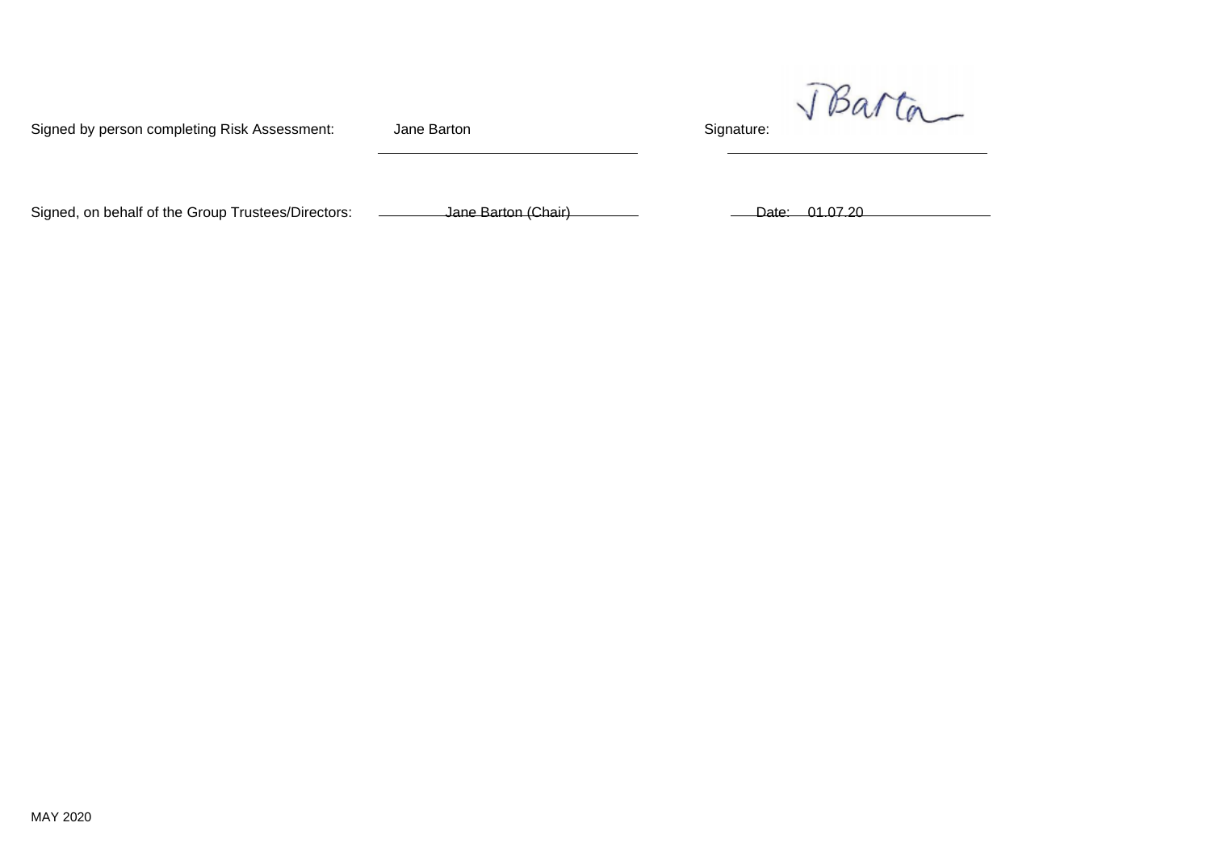Signed by person completing Risk Assessment: Jane Barton Signature: J Barton

Signed, on behalf of the Group Trustees/Directors: Jane Barton (Chair) Date: 01.07.20

MAY 2020